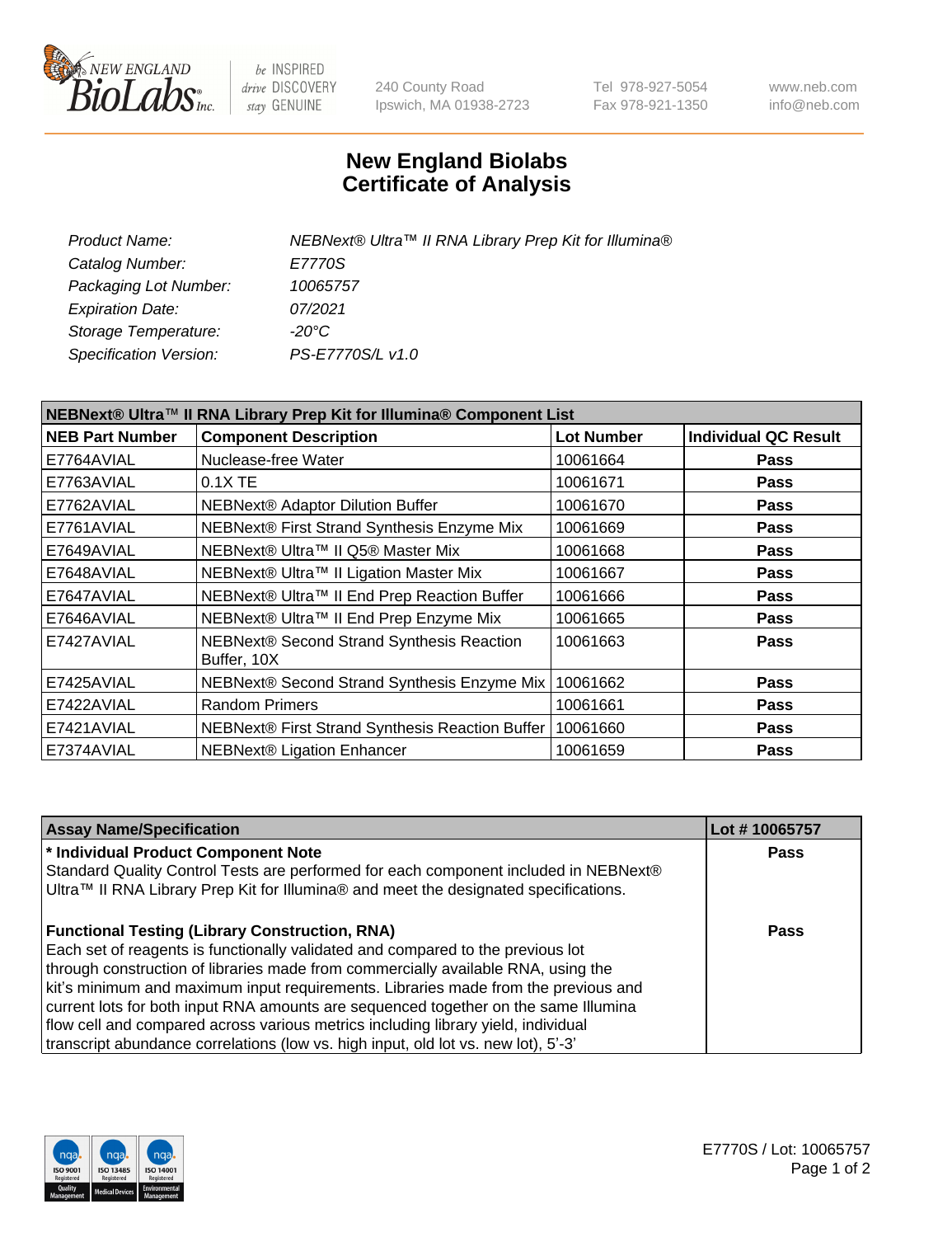# New England Biolabs Certificate of Analysis

| | |
|---|---|
| *Product Name:* | *NEBNext® Ultra™ II RNA Library Prep Kit for Illumina®* |
| *Catalog Number:* | *E7770S* |
| *Packaging Lot Number:* | *10065757* |
| *Expiration Date:* | *07/2021* |
| *Storage Temperature:* | *-20°C* |
| *Specification Version:* | *PS-E7770S/L v1.0* |

| NEBNext® Ultra™ II RNA Library Prep Kit for Illumina® Component List | | | |
|---|---|---|---|
| **NEB Part Number** | **Component Description** | **Lot Number** | **Individual QC Result** |
| E7764AVIAL | Nuclease-free Water | 10061664 | **Pass** |
| E7763AVIAL | 0.1X TE | 10061671 | **Pass** |
| E7762AVIAL | NEBNext® Adaptor Dilution Buffer | 10061670 | **Pass** |
| E7761AVIAL | NEBNext® First Strand Synthesis Enzyme Mix | 10061669 | **Pass** |
| E7649AVIAL | NEBNext® Ultra™ II Q5® Master Mix | 10061668 | **Pass** |
| E7648AVIAL | NEBNext® Ultra™ II Ligation Master Mix | 10061667 | **Pass** |
| E7647AVIAL | NEBNext® Ultra™ II End Prep Reaction Buffer | 10061666 | **Pass** |
| E7646AVIAL | NEBNext® Ultra™ II End Prep Enzyme Mix | 10061665 | **Pass** |
| E7427AVIAL | NEBNext® Second Strand Synthesis Reaction Buffer, 10X | 10061663 | **Pass** |
| E7425AVIAL | NEBNext® Second Strand Synthesis Enzyme Mix | 10061662 | **Pass** |
| E7422AVIAL | Random Primers | 10061661 | **Pass** |
| E7421AVIAL | NEBNext® First Strand Synthesis Reaction Buffer | 10061660 | **Pass** |
| E7374AVIAL | NEBNext® Ligation Enhancer | 10061659 | **Pass** |

| Assay Name/Specification | Lot # 10065757 |
|---|---|
| **\* Individual Product Component Note**<br>Standard Quality Control Tests are performed for each component included in NEBNext® Ultra™ II RNA Library Prep Kit for Illumina® and meet the designated specifications. | **Pass** |
| **Functional Testing (Library Construction, RNA)**<br>Each set of reagents is functionally validated and compared to the previous lot through construction of libraries made from commercially available RNA, using the kit's minimum and maximum input requirements. Libraries made from the previous and current lots for both input RNA amounts are sequenced together on the same Illumina flow cell and compared across various metrics including library yield, individual transcript abundance correlations (low vs. high input, old lot vs. new lot), 5'-3' | **Pass** |

E7770S / Lot: 10065757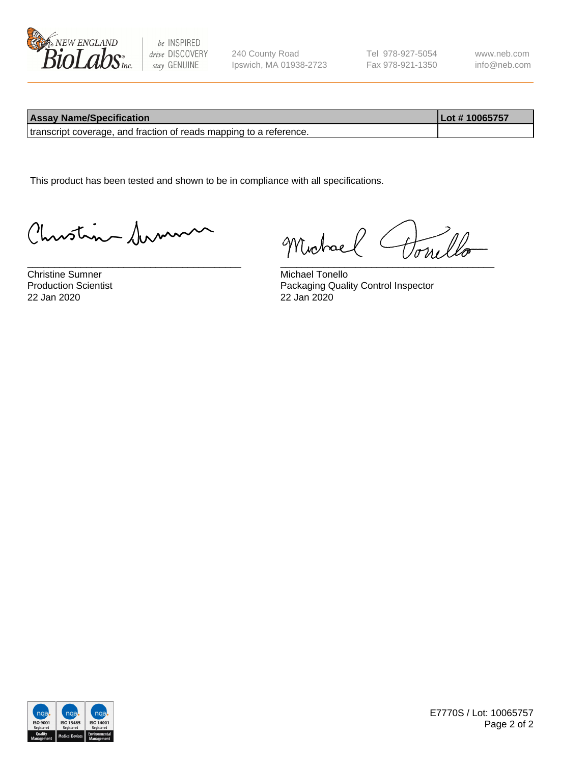| Assay Name/Specification | Lot # 10065757 |
| --- | --- |
| transcript coverage, and fraction of reads mapping to a reference. | |

This product has been tested and shown to be in compliance with all specifications.

Christine Sumner
Production Scientist
22 Jan 2020

Michael Tonello
Packaging Quality Control Inspector
22 Jan 2020

E7770S / Lot: 10065757